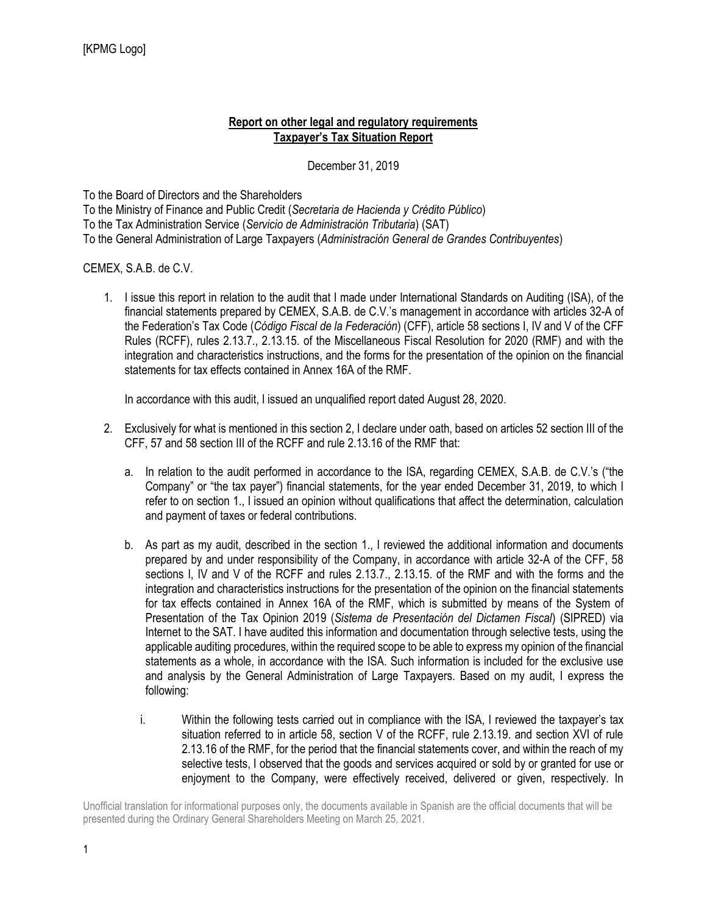[KPMG Logo]

**Report on other legal and regulatory requirements**
**Taxpayer's Tax Situation Report**

December 31, 2019

To the Board of Directors and the Shareholders
To the Ministry of Finance and Public Credit (*Secretaria de Hacienda y Crédito Público*)
To the Tax Administration Service (*Servicio de Administración Tributaria*) (SAT)
To the General Administration of Large Taxpayers (*Administración General de Grandes Contribuyentes*)

CEMEX, S.A.B. de C.V.

1. I issue this report in relation to the audit that I made under International Standards on Auditing (ISA), of the financial statements prepared by CEMEX, S.A.B. de C.V.'s management in accordance with articles 32-A of the Federation's Tax Code (*Código Fiscal de la Federación*) (CFF), article 58 sections I, IV and V of the CFF Rules (RCFF), rules 2.13.7., 2.13.15. of the Miscellaneous Fiscal Resolution for 2020 (RMF) and with the integration and characteristics instructions, and the forms for the presentation of the opinion on the financial statements for tax effects contained in Annex 16A of the RMF.

   In accordance with this audit, I issued an unqualified report dated August 28, 2020.

2. Exclusively for what is mentioned in this section 2, I declare under oath, based on articles 52 section III of the CFF, 57 and 58 section III of the RCFF and rule 2.13.16 of the RMF that:

   a. In relation to the audit performed in accordance to the ISA, regarding CEMEX, S.A.B. de C.V.'s ("the Company" or "the tax payer") financial statements, for the year ended December 31, 2019, to which I refer to on section 1., I issued an opinion without qualifications that affect the determination, calculation and payment of taxes or federal contributions.

   b. As part as my audit, described in the section 1., I reviewed the additional information and documents prepared by and under responsibility of the Company, in accordance with article 32-A of the CFF, 58 sections I, IV and V of the RCFF and rules 2.13.7., 2.13.15. of the RMF and with the forms and the integration and characteristics instructions for the presentation of the opinion on the financial statements for tax effects contained in Annex 16A of the RMF, which is submitted by means of the System of Presentation of the Tax Opinion 2019 (*Sistema de Presentación del Dictamen Fiscal*) (SIPRED) via Internet to the SAT. I have audited this information and documentation through selective tests, using the applicable auditing procedures, within the required scope to be able to express my opinion of the financial statements as a whole, in accordance with the ISA. Such information is included for the exclusive use and analysis by the General Administration of Large Taxpayers. Based on my audit, I express the following:

      i. Within the following tests carried out in compliance with the ISA, I reviewed the taxpayer's tax situation referred to in article 58, section V of the RCFF, rule 2.13.19. and section XVI of rule 2.13.16 of the RMF, for the period that the financial statements cover, and within the reach of my selective tests, I observed that the goods and services acquired or sold by or granted for use or enjoyment to the Company, were effectively received, delivered or given, respectively. In

Unofficial translation for informational purposes only, the documents available in Spanish are the official documents that will be presented during the Ordinary General Shareholders Meeting on March 25, 2021.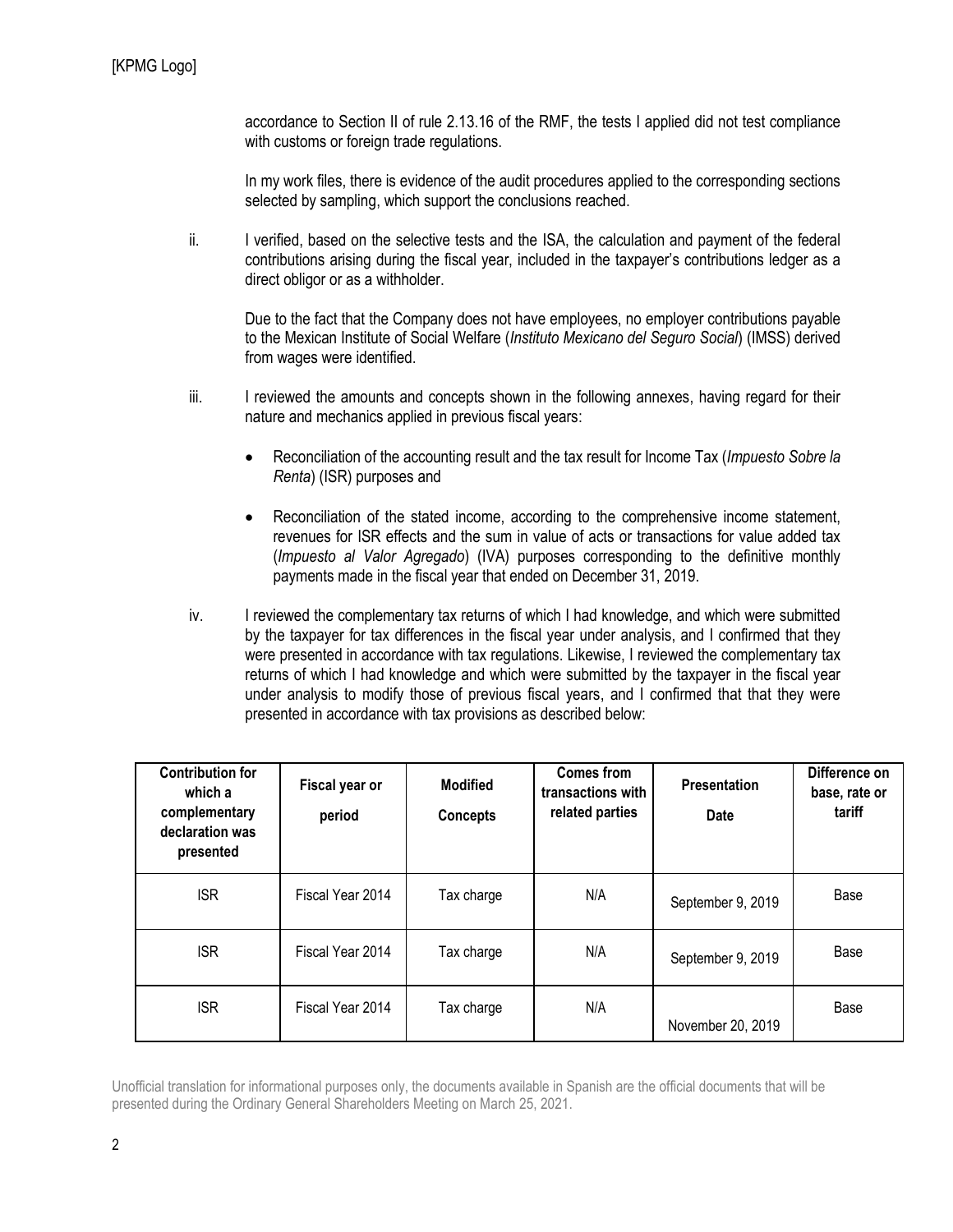[KPMG Logo]

accordance to Section II of rule 2.13.16 of the RMF, the tests I applied did not test compliance with customs or foreign trade regulations.

In my work files, there is evidence of the audit procedures applied to the corresponding sections selected by sampling, which support the conclusions reached.

ii. I verified, based on the selective tests and the ISA, the calculation and payment of the federal contributions arising during the fiscal year, included in the taxpayer's contributions ledger as a direct obligor or as a withholder.

Due to the fact that the Company does not have employees, no employer contributions payable to the Mexican Institute of Social Welfare (*Instituto Mexicano del Seguro Social*) (IMSS) derived from wages were identified.

iii. I reviewed the amounts and concepts shown in the following annexes, having regard for their nature and mechanics applied in previous fiscal years:

- Reconciliation of the accounting result and the tax result for Income Tax (*Impuesto Sobre la Renta*) (ISR) purposes and
- Reconciliation of the stated income, according to the comprehensive income statement, revenues for ISR effects and the sum in value of acts or transactions for value added tax (*Impuesto al Valor Agregado*) (IVA) purposes corresponding to the definitive monthly payments made in the fiscal year that ended on December 31, 2019.

iv. I reviewed the complementary tax returns of which I had knowledge, and which were submitted by the taxpayer for tax differences in the fiscal year under analysis, and I confirmed that they were presented in accordance with tax regulations. Likewise, I reviewed the complementary tax returns of which I had knowledge and which were submitted by the taxpayer in the fiscal year under analysis to modify those of previous fiscal years, and I confirmed that that they were presented in accordance with tax provisions as described below:

| Contribution for which a complementary declaration was presented | Fiscal year or period | Modified Concepts | Comes from transactions with related parties | Presentation Date | Difference on base, rate or tariff |
|---|---|---|---|---|---|
| ISR | Fiscal Year 2014 | Tax charge | N/A | September 9, 2019 | Base |
| ISR | Fiscal Year 2014 | Tax charge | N/A | September 9, 2019 | Base |
| ISR | Fiscal Year 2014 | Tax charge | N/A | November 20, 2019 | Base |

Unofficial translation for informational purposes only, the documents available in Spanish are the official documents that will be presented during the Ordinary General Shareholders Meeting on March 25, 2021.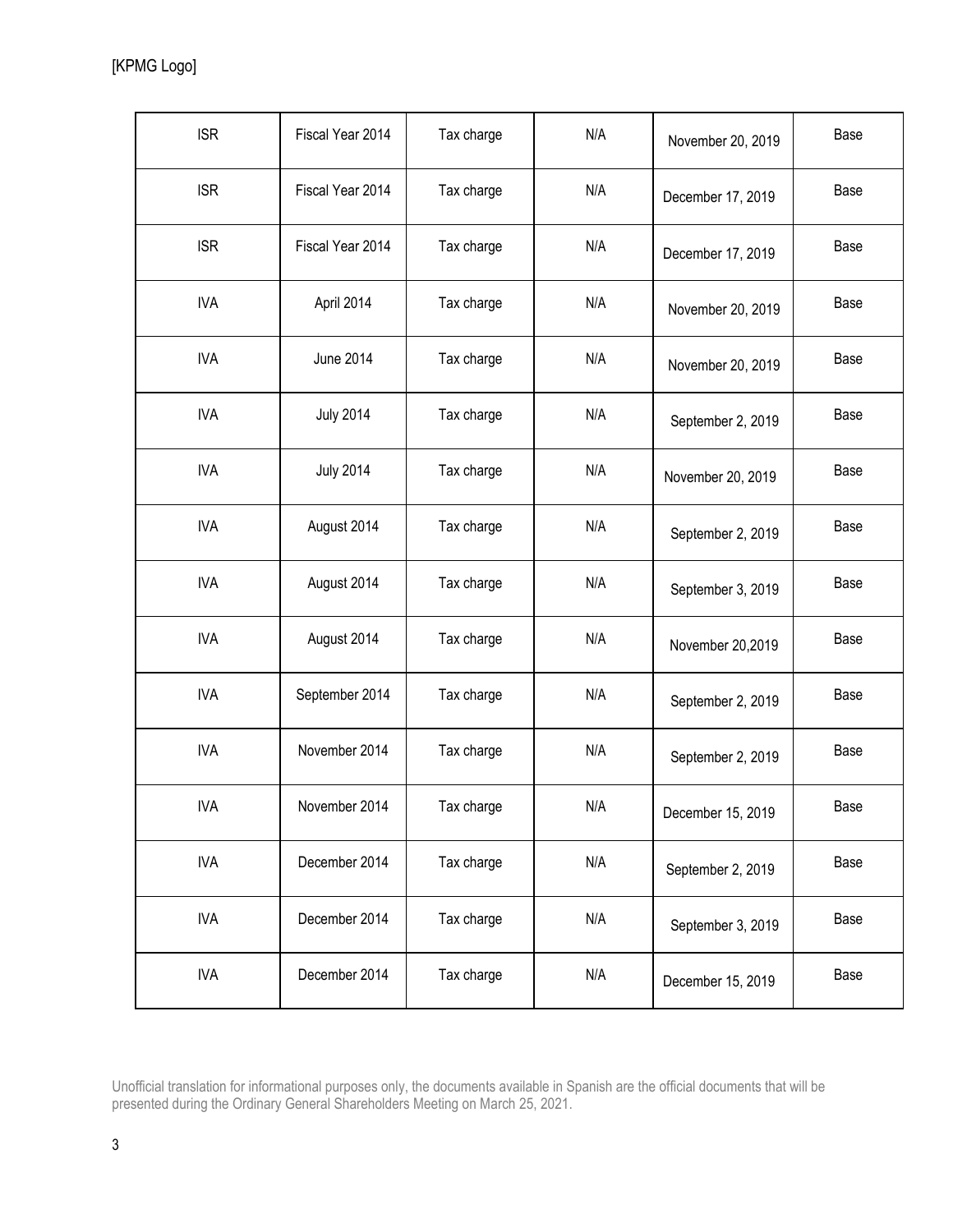[KPMG Logo]

| | | | | | |
|---|---|---|---|---|---|
| ISR | Fiscal Year 2014 | Tax charge | N/A | November 20, 2019 | Base |
| ISR | Fiscal Year 2014 | Tax charge | N/A | December 17, 2019 | Base |
| ISR | Fiscal Year 2014 | Tax charge | N/A | December 17, 2019 | Base |
| IVA | April 2014 | Tax charge | N/A | November 20, 2019 | Base |
| IVA | June 2014 | Tax charge | N/A | November 20, 2019 | Base |
| IVA | July 2014 | Tax charge | N/A | September 2, 2019 | Base |
| IVA | July 2014 | Tax charge | N/A | November 20, 2019 | Base |
| IVA | August 2014 | Tax charge | N/A | September 2, 2019 | Base |
| IVA | August 2014 | Tax charge | N/A | September 3, 2019 | Base |
| IVA | August 2014 | Tax charge | N/A | November 20,2019 | Base |
| IVA | September 2014 | Tax charge | N/A | September 2, 2019 | Base |
| IVA | November 2014 | Tax charge | N/A | September 2, 2019 | Base |
| IVA | November 2014 | Tax charge | N/A | December 15, 2019 | Base |
| IVA | December 2014 | Tax charge | N/A | September 2, 2019 | Base |
| IVA | December 2014 | Tax charge | N/A | September 3, 2019 | Base |
| IVA | December 2014 | Tax charge | N/A | December 15, 2019 | Base |

Unofficial translation for informational purposes only, the documents available in Spanish are the official documents that will be presented during the Ordinary General Shareholders Meeting on March 25, 2021.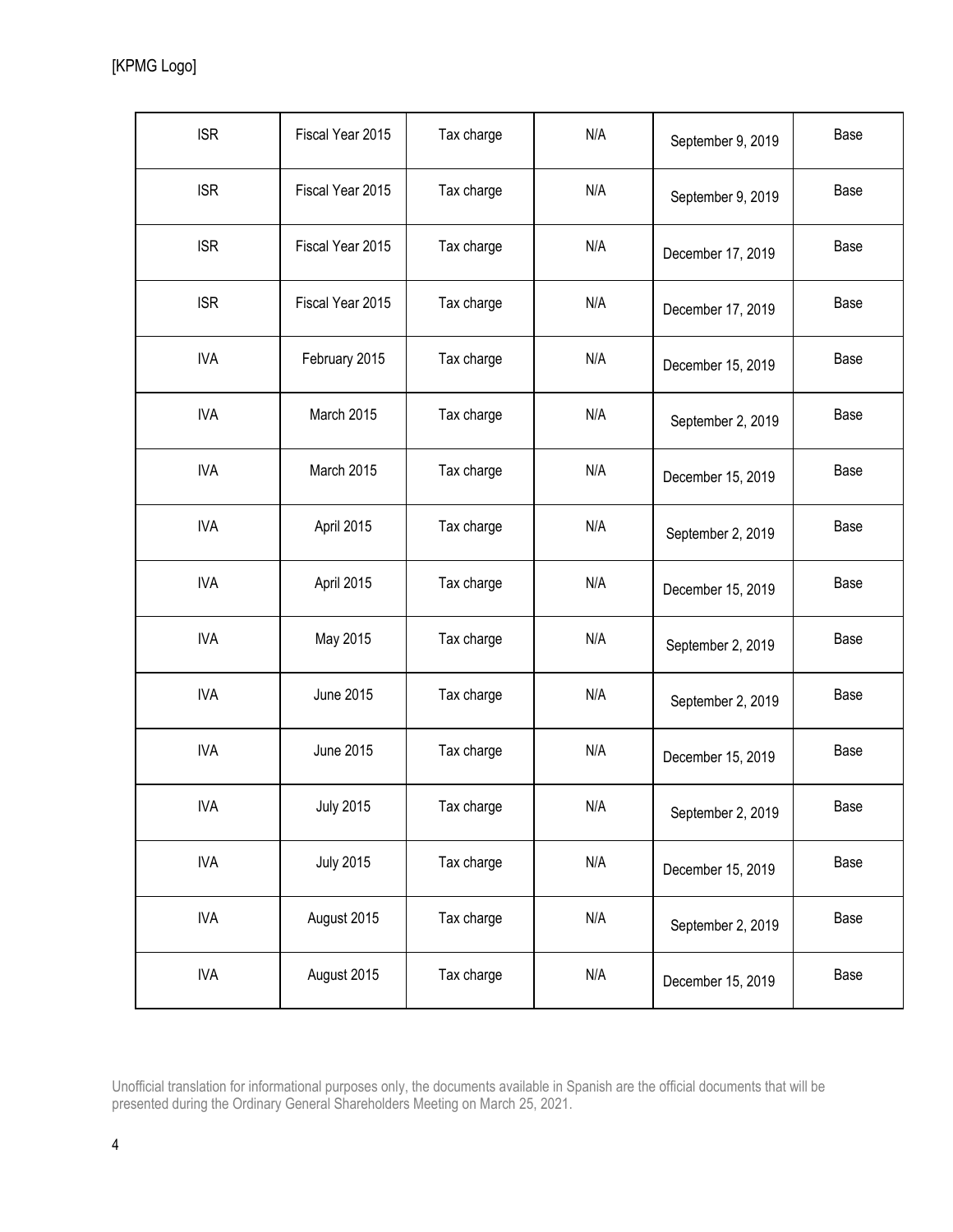| | | | | | |
|---|---|---|---|---|---|
| ISR | Fiscal Year 2015 | Tax charge | N/A | September 9, 2019 | Base |
| ISR | Fiscal Year 2015 | Tax charge | N/A | September 9, 2019 | Base |
| ISR | Fiscal Year 2015 | Tax charge | N/A | December 17, 2019 | Base |
| ISR | Fiscal Year 2015 | Tax charge | N/A | December 17, 2019 | Base |
| IVA | February 2015 | Tax charge | N/A | December 15, 2019 | Base |
| IVA | March 2015 | Tax charge | N/A | September 2, 2019 | Base |
| IVA | March 2015 | Tax charge | N/A | December 15, 2019 | Base |
| IVA | April 2015 | Tax charge | N/A | September 2, 2019 | Base |
| IVA | April 2015 | Tax charge | N/A | December 15, 2019 | Base |
| IVA | May 2015 | Tax charge | N/A | September 2, 2019 | Base |
| IVA | June 2015 | Tax charge | N/A | September 2, 2019 | Base |
| IVA | June 2015 | Tax charge | N/A | December 15, 2019 | Base |
| IVA | July 2015 | Tax charge | N/A | September 2, 2019 | Base |
| IVA | July 2015 | Tax charge | N/A | December 15, 2019 | Base |
| IVA | August 2015 | Tax charge | N/A | September 2, 2019 | Base |
| IVA | August 2015 | Tax charge | N/A | December 15, 2019 | Base |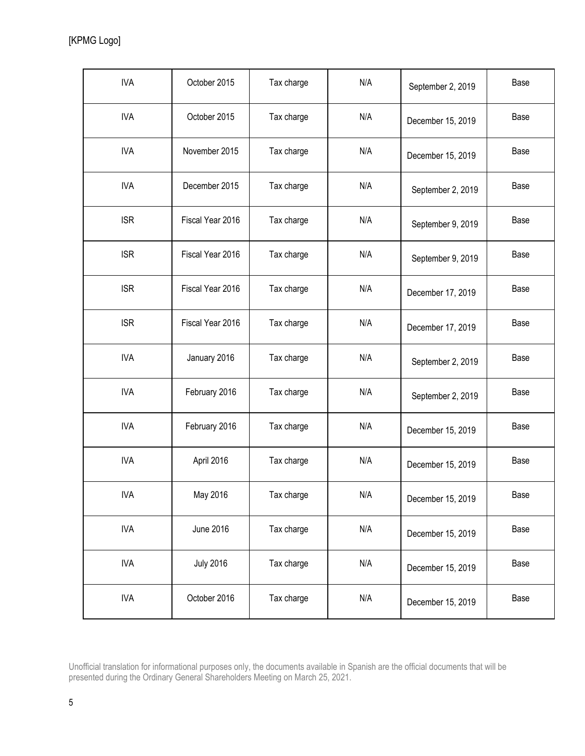[KPMG Logo]

| | | | | | |
|---|---|---|---|---|---|
| IVA | October 2015 | Tax charge | N/A | September 2, 2019 | Base |
| IVA | October 2015 | Tax charge | N/A | December 15, 2019 | Base |
| IVA | November 2015 | Tax charge | N/A | December 15, 2019 | Base |
| IVA | December 2015 | Tax charge | N/A | September 2, 2019 | Base |
| ISR | Fiscal Year 2016 | Tax charge | N/A | September 9, 2019 | Base |
| ISR | Fiscal Year 2016 | Tax charge | N/A | September 9, 2019 | Base |
| ISR | Fiscal Year 2016 | Tax charge | N/A | December 17, 2019 | Base |
| ISR | Fiscal Year 2016 | Tax charge | N/A | December 17, 2019 | Base |
| IVA | January 2016 | Tax charge | N/A | September 2, 2019 | Base |
| IVA | February 2016 | Tax charge | N/A | September 2, 2019 | Base |
| IVA | February 2016 | Tax charge | N/A | December 15, 2019 | Base |
| IVA | April 2016 | Tax charge | N/A | December 15, 2019 | Base |
| IVA | May 2016 | Tax charge | N/A | December 15, 2019 | Base |
| IVA | June 2016 | Tax charge | N/A | December 15, 2019 | Base |
| IVA | July 2016 | Tax charge | N/A | December 15, 2019 | Base |
| IVA | October 2016 | Tax charge | N/A | December 15, 2019 | Base |

Unofficial translation for informational purposes only, the documents available in Spanish are the official documents that will be presented during the Ordinary General Shareholders Meeting on March 25, 2021.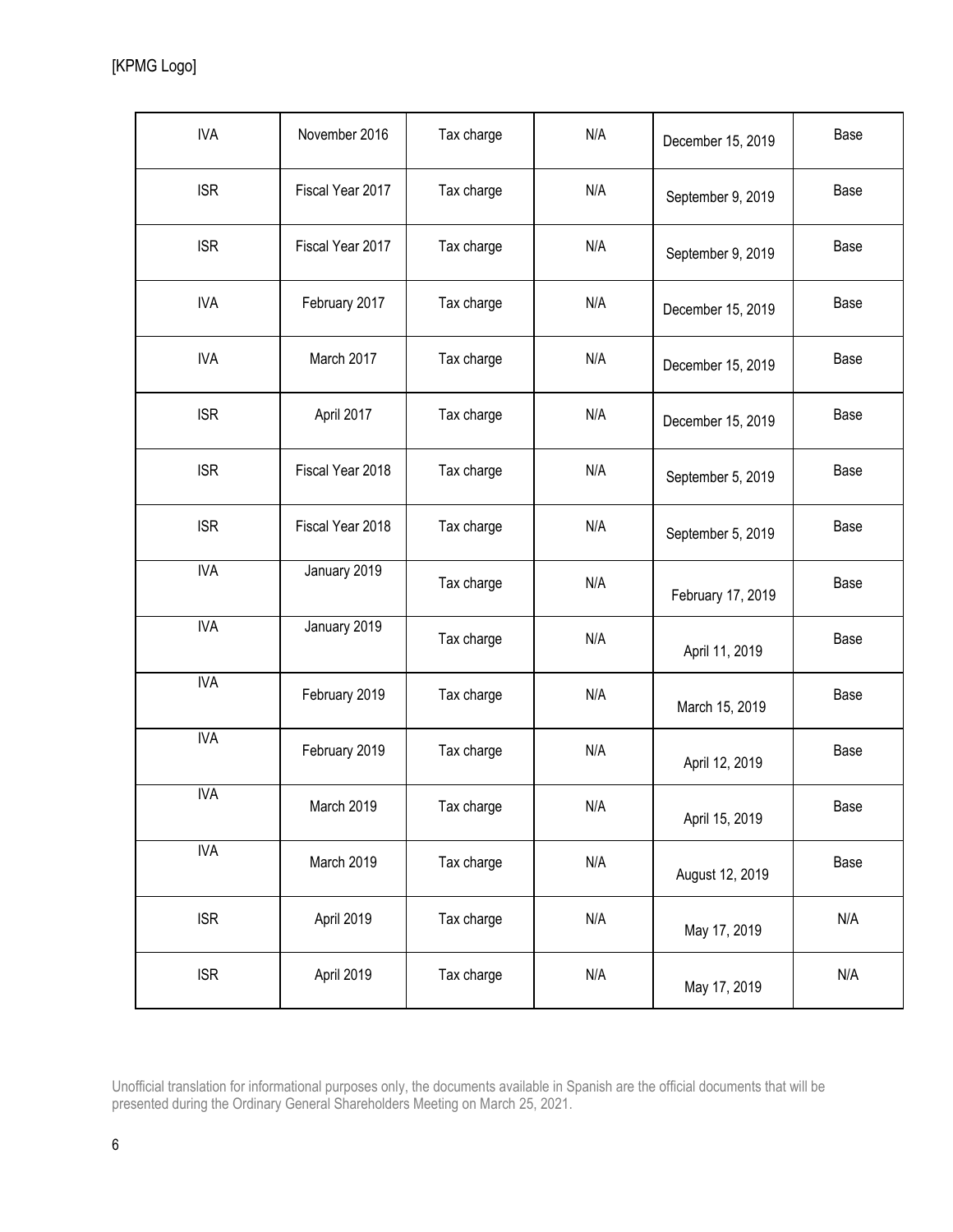[KPMG Logo]

| | | | | | |
|---|---|---|---|---|---|
| IVA | November 2016 | Tax charge | N/A | December 15, 2019 | Base |
| ISR | Fiscal Year 2017 | Tax charge | N/A | September 9, 2019 | Base |
| ISR | Fiscal Year 2017 | Tax charge | N/A | September 9, 2019 | Base |
| IVA | February 2017 | Tax charge | N/A | December 15, 2019 | Base |
| IVA | March 2017 | Tax charge | N/A | December 15, 2019 | Base |
| ISR | April 2017 | Tax charge | N/A | December 15, 2019 | Base |
| ISR | Fiscal Year 2018 | Tax charge | N/A | September 5, 2019 | Base |
| ISR | Fiscal Year 2018 | Tax charge | N/A | September 5, 2019 | Base |
| IVA | January 2019 | Tax charge | N/A | February 17, 2019 | Base |
| IVA | January 2019 | Tax charge | N/A | April 11, 2019 | Base |
| IVA | February 2019 | Tax charge | N/A | March 15, 2019 | Base |
| IVA | February 2019 | Tax charge | N/A | April 12, 2019 | Base |
| IVA | March 2019 | Tax charge | N/A | April 15, 2019 | Base |
| IVA | March 2019 | Tax charge | N/A | August 12, 2019 | Base |
| ISR | April 2019 | Tax charge | N/A | May 17, 2019 | N/A |
| ISR | April 2019 | Tax charge | N/A | May 17, 2019 | N/A |

Unofficial translation for informational purposes only, the documents available in Spanish are the official documents that will be presented during the Ordinary General Shareholders Meeting on March 25, 2021.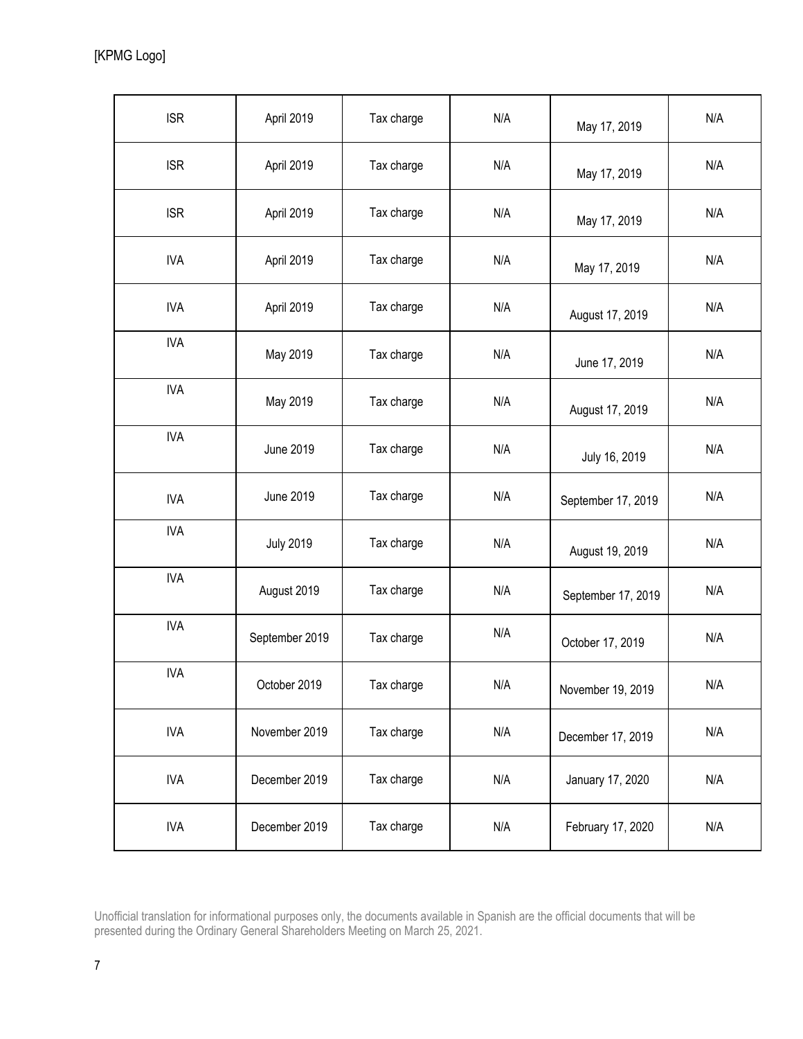[KPMG Logo]

| | | | | | |
|---|---|---|---|---|---|
| ISR | April 2019 | Tax charge | N/A | May 17, 2019 | N/A |
| ISR | April 2019 | Tax charge | N/A | May 17, 2019 | N/A |
| ISR | April 2019 | Tax charge | N/A | May 17, 2019 | N/A |
| IVA | April 2019 | Tax charge | N/A | May 17, 2019 | N/A |
| IVA | April 2019 | Tax charge | N/A | August 17, 2019 | N/A |
| IVA | May 2019 | Tax charge | N/A | June 17, 2019 | N/A |
| IVA | May 2019 | Tax charge | N/A | August 17, 2019 | N/A |
| IVA | June 2019 | Tax charge | N/A | July 16, 2019 | N/A |
| IVA | June 2019 | Tax charge | N/A | September 17, 2019 | N/A |
| IVA | July 2019 | Tax charge | N/A | August 19, 2019 | N/A |
| IVA | August 2019 | Tax charge | N/A | September 17, 2019 | N/A |
| IVA | September 2019 | Tax charge | N/A | October 17, 2019 | N/A |
| IVA | October 2019 | Tax charge | N/A | November 19, 2019 | N/A |
| IVA | November 2019 | Tax charge | N/A | December 17, 2019 | N/A |
| IVA | December 2019 | Tax charge | N/A | January 17, 2020 | N/A |
| IVA | December 2019 | Tax charge | N/A | February 17, 2020 | N/A |

Unofficial translation for informational purposes only, the documents available in Spanish are the official documents that will be presented during the Ordinary General Shareholders Meeting on March 25, 2021.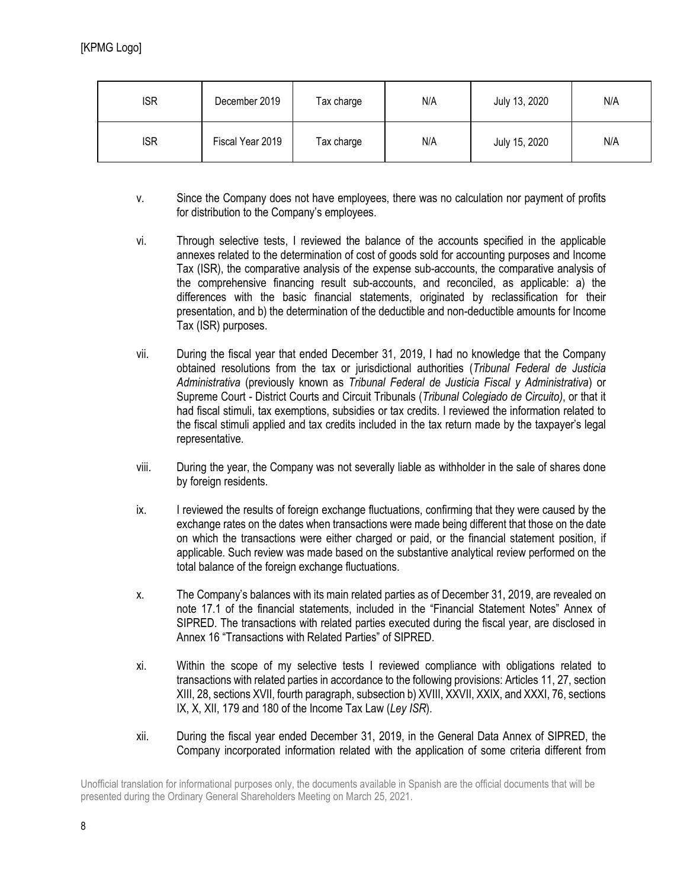[KPMG Logo]

| | | | | | |
|---|---|---|---|---|---|
| ISR | December 2019 | Tax charge | N/A | July 13, 2020 | N/A |
| ISR | Fiscal Year 2019 | Tax charge | N/A | July 15, 2020 | N/A |

v. Since the Company does not have employees, there was no calculation nor payment of profits for distribution to the Company's employees.

vi. Through selective tests, I reviewed the balance of the accounts specified in the applicable annexes related to the determination of cost of goods sold for accounting purposes and Income Tax (ISR), the comparative analysis of the expense sub-accounts, the comparative analysis of the comprehensive financing result sub-accounts, and reconciled, as applicable: a) the differences with the basic financial statements, originated by reclassification for their presentation, and b) the determination of the deductible and non-deductible amounts for Income Tax (ISR) purposes.

vii. During the fiscal year that ended December 31, 2019, I had no knowledge that the Company obtained resolutions from the tax or jurisdictional authorities (*Tribunal Federal de Justicia Administrativa* (previously known as *Tribunal Federal de Justicia Fiscal y Administrativa*) or Supreme Court - District Courts and Circuit Tribunals (*Tribunal Colegiado de Circuito)*, or that it had fiscal stimuli, tax exemptions, subsidies or tax credits. I reviewed the information related to the fiscal stimuli applied and tax credits included in the tax return made by the taxpayer's legal representative.

viii. During the year, the Company was not severally liable as withholder in the sale of shares done by foreign residents.

ix. I reviewed the results of foreign exchange fluctuations, confirming that they were caused by the exchange rates on the dates when transactions were made being different that those on the date on which the transactions were either charged or paid, or the financial statement position, if applicable. Such review was made based on the substantive analytical review performed on the total balance of the foreign exchange fluctuations.

x. The Company's balances with its main related parties as of December 31, 2019, are revealed on note 17.1 of the financial statements, included in the "Financial Statement Notes" Annex of SIPRED. The transactions with related parties executed during the fiscal year, are disclosed in Annex 16 "Transactions with Related Parties" of SIPRED.

xi. Within the scope of my selective tests I reviewed compliance with obligations related to transactions with related parties in accordance to the following provisions: Articles 11, 27, section XIII, 28, sections XVII, fourth paragraph, subsection b) XVIII, XXVII, XXIX, and XXXI, 76, sections IX, X, XII, 179 and 180 of the Income Tax Law (*Ley ISR*).

xii. During the fiscal year ended December 31, 2019, in the General Data Annex of SIPRED, the Company incorporated information related with the application of some criteria different from

Unofficial translation for informational purposes only, the documents available in Spanish are the official documents that will be presented during the Ordinary General Shareholders Meeting on March 25, 2021.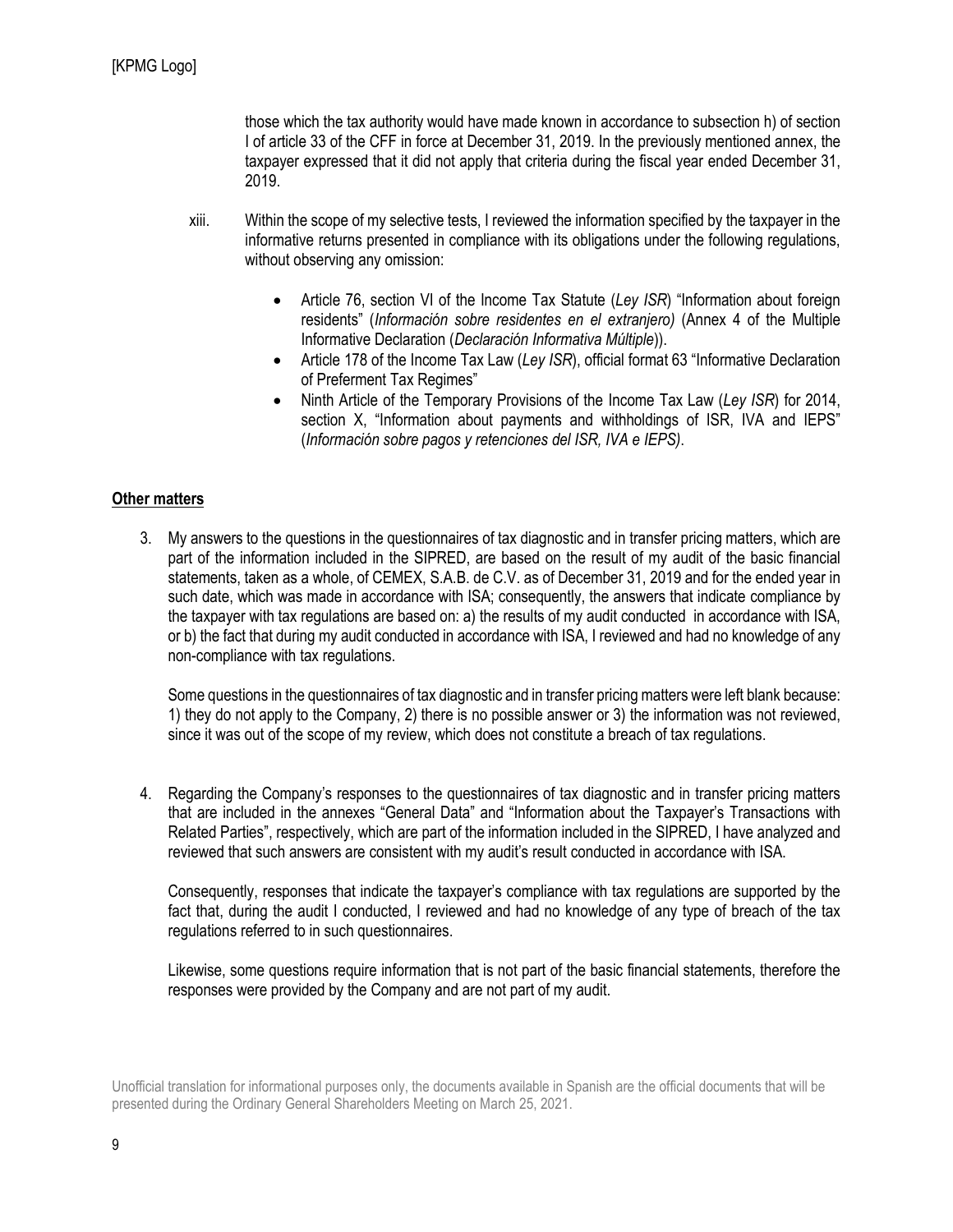those which the tax authority would have made known in accordance to subsection h) of section I of article 33 of the CFF in force at December 31, 2019. In the previously mentioned annex, the taxpayer expressed that it did not apply that criteria during the fiscal year ended December 31, 2019.

xiii. Within the scope of my selective tests, I reviewed the information specified by the taxpayer in the informative returns presented in compliance with its obligations under the following regulations, without observing any omission:

- Article 76, section VI of the Income Tax Statute (*Ley ISR*) "Information about foreign residents" (*Información sobre residentes en el extranjero)* (Annex 4 of the Multiple Informative Declaration (*Declaración Informativa Múltiple*)).
- Article 178 of the Income Tax Law (*Ley ISR*), official format 63 "Informative Declaration of Preferment Tax Regimes"
- Ninth Article of the Temporary Provisions of the Income Tax Law (*Ley ISR*) for 2014, section X, "Information about payments and withholdings of ISR, IVA and IEPS" (*Información sobre pagos y retenciones del ISR, IVA e IEPS)*.

## Other matters

3. My answers to the questions in the questionnaires of tax diagnostic and in transfer pricing matters, which are part of the information included in the SIPRED, are based on the result of my audit of the basic financial statements, taken as a whole, of CEMEX, S.A.B. de C.V. as of December 31, 2019 and for the ended year in such date, which was made in accordance with ISA; consequently, the answers that indicate compliance by the taxpayer with tax regulations are based on: a) the results of my audit conducted in accordance with ISA, or b) the fact that during my audit conducted in accordance with ISA, I reviewed and had no knowledge of any non-compliance with tax regulations.

   Some questions in the questionnaires of tax diagnostic and in transfer pricing matters were left blank because: 1) they do not apply to the Company, 2) there is no possible answer or 3) the information was not reviewed, since it was out of the scope of my review, which does not constitute a breach of tax regulations.

4. Regarding the Company's responses to the questionnaires of tax diagnostic and in transfer pricing matters that are included in the annexes "General Data" and "Information about the Taxpayer's Transactions with Related Parties", respectively, which are part of the information included in the SIPRED, I have analyzed and reviewed that such answers are consistent with my audit's result conducted in accordance with ISA.

   Consequently, responses that indicate the taxpayer's compliance with tax regulations are supported by the fact that, during the audit I conducted, I reviewed and had no knowledge of any type of breach of the tax regulations referred to in such questionnaires.

   Likewise, some questions require information that is not part of the basic financial statements, therefore the responses were provided by the Company and are not part of my audit.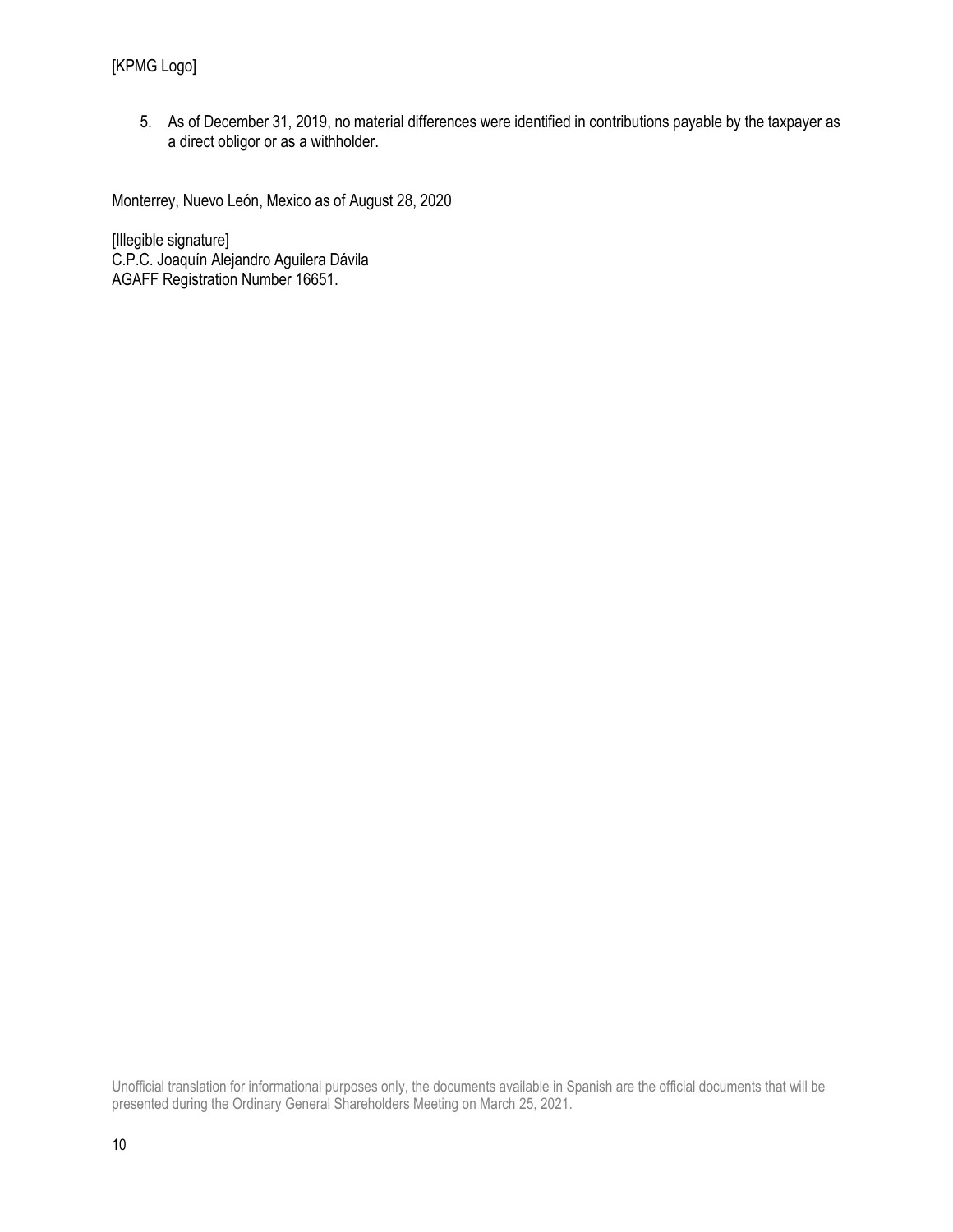[KPMG Logo]

5. As of December 31, 2019, no material differences were identified in contributions payable by the taxpayer as a direct obligor or as a withholder.

Monterrey, Nuevo León, Mexico as of August 28, 2020

[Illegible signature]
C.P.C. Joaquín Alejandro Aguilera Dávila
AGAFF Registration Number 16651.

Unofficial translation for informational purposes only, the documents available in Spanish are the official documents that will be presented during the Ordinary General Shareholders Meeting on March 25, 2021.